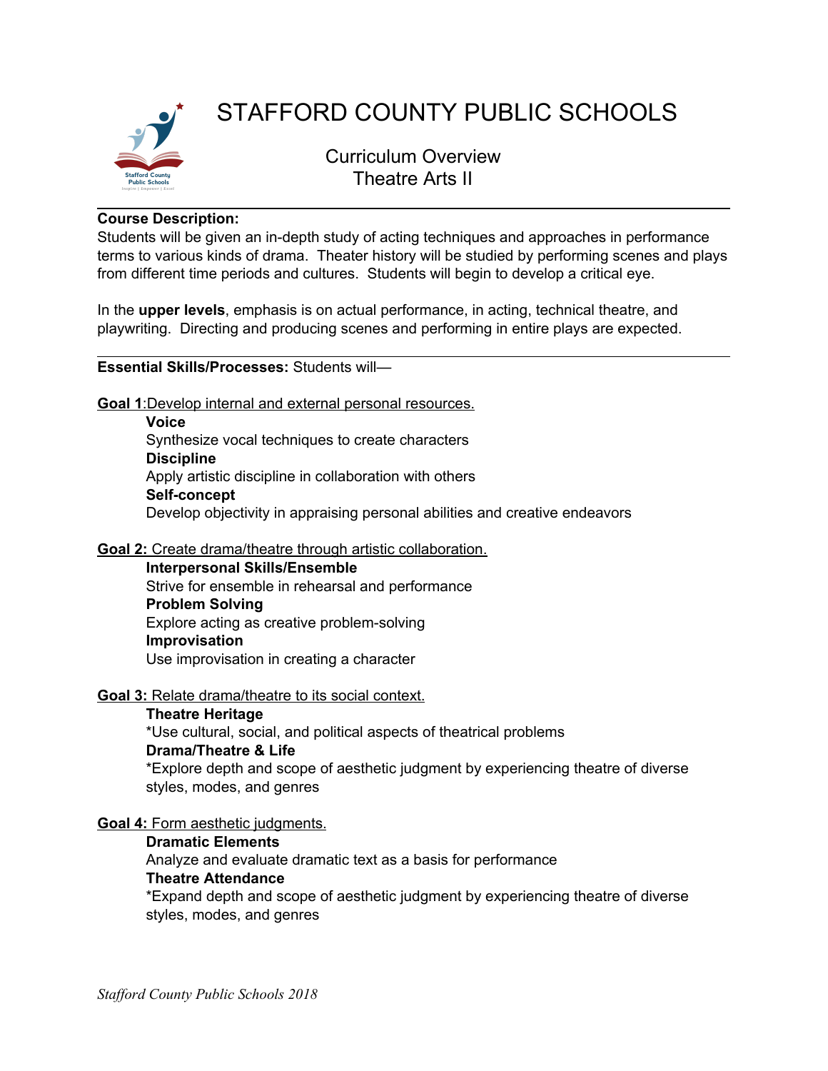# STAFFORD COUNTY PUBLIC SCHOOLS

## Curriculum Overview
## Theatre Arts II

---

**Course Description:**
Students will be given an in-depth study of acting techniques and approaches in performance terms to various kinds of drama. Theater history will be studied by performing scenes and plays from different time periods and cultures. Students will begin to develop a critical eye.

In the **upper levels**, emphasis is on actual performance, in acting, technical theatre, and playwriting. Directing and producing scenes and performing in entire plays are expected.

---

**Essential Skills/Processes:** Students will—

**Goal 1**:Develop internal and external personal resources.

**Voice**
Synthesize vocal techniques to create characters

**Discipline**
Apply artistic discipline in collaboration with others

**Self-concept**
Develop objectivity in appraising personal abilities and creative endeavors

**Goal 2:** Create drama/theatre through artistic collaboration.

**Interpersonal Skills/Ensemble**
Strive for ensemble in rehearsal and performance

**Problem Solving**
Explore acting as creative problem-solving

**Improvisation**
Use improvisation in creating a character

**Goal 3:** Relate drama/theatre to its social context.

**Theatre Heritage**
*Use cultural, social, and political aspects of theatrical problems

**Drama/Theatre & Life**
*Explore depth and scope of aesthetic judgment by experiencing theatre of diverse styles, modes, and genres

**Goal 4:** Form aesthetic judgments.

**Dramatic Elements**
Analyze and evaluate dramatic text as a basis for performance

**Theatre Attendance**
*Expand depth and scope of aesthetic judgment by experiencing theatre of diverse styles, modes, and genres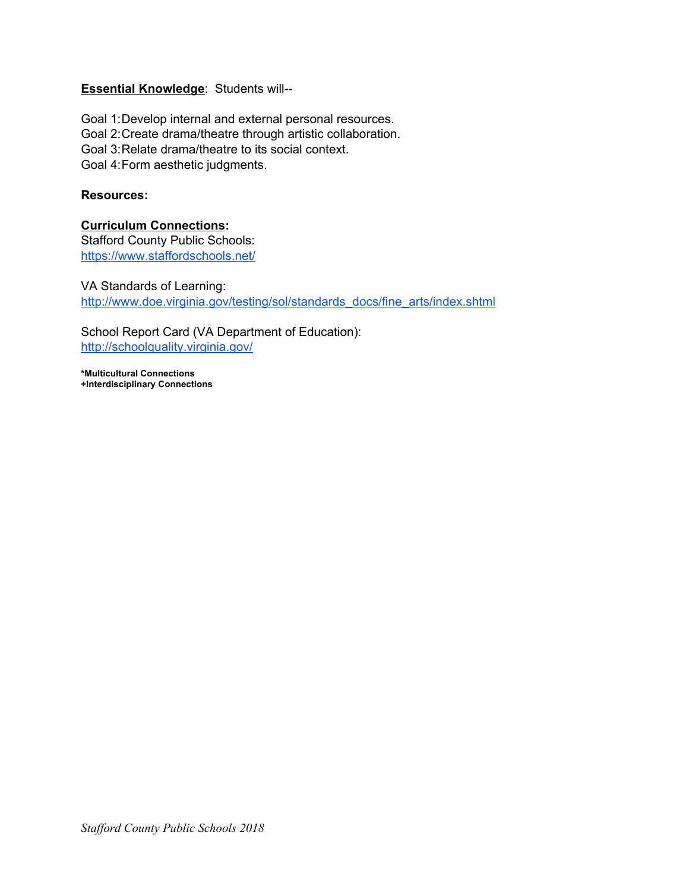**Essential Knowledge**: Students will--

Goal 1: Develop internal and external personal resources.
Goal 2: Create drama/theatre through artistic collaboration.
Goal 3: Relate drama/theatre to its social context.
Goal 4: Form aesthetic judgments.

**Resources:**

**Curriculum Connections:**
Stafford County Public Schools:
https://www.staffordschools.net/

VA Standards of Learning:
http://www.doe.virginia.gov/testing/sol/standards_docs/fine_arts/index.shtml

School Report Card (VA Department of Education):
http://schoolquality.virginia.gov/

**\*Multicultural Connections**
**+Interdisciplinary Connections**

*Stafford County Public Schools 2018*